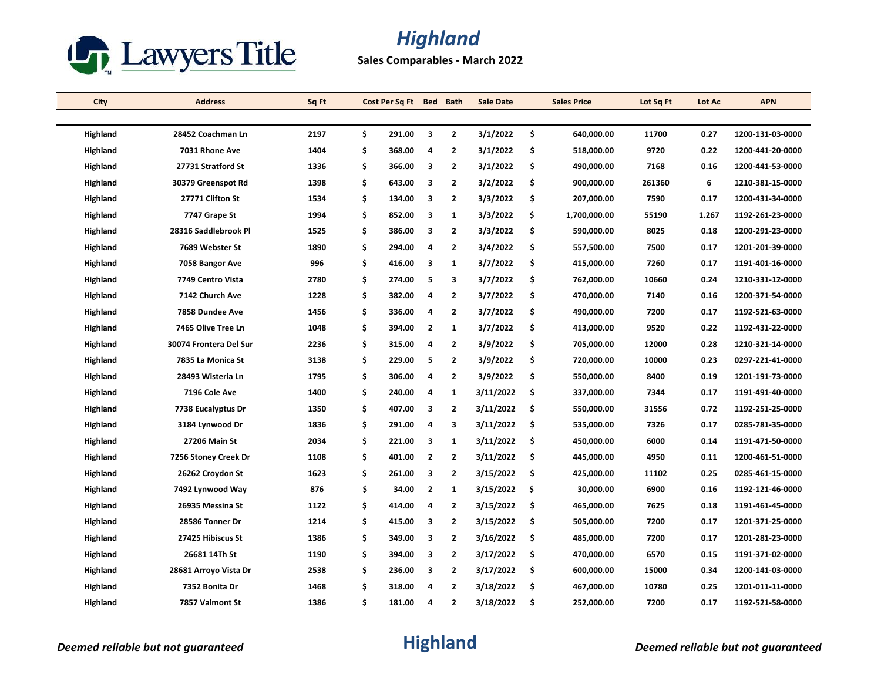# Highland

**Sales Comparables - March 2022**

| City | Address | Sq Ft | Cost Per Sq Ft | Bed | Bath | Sale Date | Sales Price | Lot Sq Ft | Lot Ac | APN |
|---|---|---|---|---|---|---|---|---|---|---|
| Highland | 28452 Coachman Ln | 2197 | $ 291.00 | 3 | 2 | 3/1/2022 | $ 640,000.00 | 11700 | 0.27 | 1200-131-03-0000 |
| Highland | 7031 Rhone Ave | 1404 | $ 368.00 | 4 | 2 | 3/1/2022 | $ 518,000.00 | 9720 | 0.22 | 1200-441-20-0000 |
| Highland | 27731 Stratford St | 1336 | $ 366.00 | 3 | 2 | 3/1/2022 | $ 490,000.00 | 7168 | 0.16 | 1200-441-53-0000 |
| Highland | 30379 Greenspot Rd | 1398 | $ 643.00 | 3 | 2 | 3/2/2022 | $ 900,000.00 | 261360 | 6 | 1210-381-15-0000 |
| Highland | 27771 Clifton St | 1534 | $ 134.00 | 3 | 2 | 3/3/2022 | $ 207,000.00 | 7590 | 0.17 | 1200-431-34-0000 |
| Highland | 7747 Grape St | 1994 | $ 852.00 | 3 | 1 | 3/3/2022 | $ 1,700,000.00 | 55190 | 1.267 | 1192-261-23-0000 |
| Highland | 28316 Saddlebrook Pl | 1525 | $ 386.00 | 3 | 2 | 3/3/2022 | $ 590,000.00 | 8025 | 0.18 | 1200-291-23-0000 |
| Highland | 7689 Webster St | 1890 | $ 294.00 | 4 | 2 | 3/4/2022 | $ 557,500.00 | 7500 | 0.17 | 1201-201-39-0000 |
| Highland | 7058 Bangor Ave | 996 | $ 416.00 | 3 | 1 | 3/7/2022 | $ 415,000.00 | 7260 | 0.17 | 1191-401-16-0000 |
| Highland | 7749 Centro Vista | 2780 | $ 274.00 | 5 | 3 | 3/7/2022 | $ 762,000.00 | 10660 | 0.24 | 1210-331-12-0000 |
| Highland | 7142 Church Ave | 1228 | $ 382.00 | 4 | 2 | 3/7/2022 | $ 470,000.00 | 7140 | 0.16 | 1200-371-54-0000 |
| Highland | 7858 Dundee Ave | 1456 | $ 336.00 | 4 | 2 | 3/7/2022 | $ 490,000.00 | 7200 | 0.17 | 1192-521-63-0000 |
| Highland | 7465 Olive Tree Ln | 1048 | $ 394.00 | 2 | 1 | 3/7/2022 | $ 413,000.00 | 9520 | 0.22 | 1192-431-22-0000 |
| Highland | 30074 Frontera Del Sur | 2236 | $ 315.00 | 4 | 2 | 3/9/2022 | $ 705,000.00 | 12000 | 0.28 | 1210-321-14-0000 |
| Highland | 7835 La Monica St | 3138 | $ 229.00 | 5 | 2 | 3/9/2022 | $ 720,000.00 | 10000 | 0.23 | 0297-221-41-0000 |
| Highland | 28493 Wisteria Ln | 1795 | $ 306.00 | 4 | 2 | 3/9/2022 | $ 550,000.00 | 8400 | 0.19 | 1201-191-73-0000 |
| Highland | 7196 Cole Ave | 1400 | $ 240.00 | 4 | 1 | 3/11/2022 | $ 337,000.00 | 7344 | 0.17 | 1191-491-40-0000 |
| Highland | 7738 Eucalyptus Dr | 1350 | $ 407.00 | 3 | 2 | 3/11/2022 | $ 550,000.00 | 31556 | 0.72 | 1192-251-25-0000 |
| Highland | 3184 Lynwood Dr | 1836 | $ 291.00 | 4 | 3 | 3/11/2022 | $ 535,000.00 | 7326 | 0.17 | 0285-781-35-0000 |
| Highland | 27206 Main St | 2034 | $ 221.00 | 3 | 1 | 3/11/2022 | $ 450,000.00 | 6000 | 0.14 | 1191-471-50-0000 |
| Highland | 7256 Stoney Creek Dr | 1108 | $ 401.00 | 2 | 2 | 3/11/2022 | $ 445,000.00 | 4950 | 0.11 | 1200-461-51-0000 |
| Highland | 26262 Croydon St | 1623 | $ 261.00 | 3 | 2 | 3/15/2022 | $ 425,000.00 | 11102 | 0.25 | 0285-461-15-0000 |
| Highland | 7492 Lynwood Way | 876 | $ 34.00 | 2 | 1 | 3/15/2022 | $ 30,000.00 | 6900 | 0.16 | 1192-121-46-0000 |
| Highland | 26935 Messina St | 1122 | $ 414.00 | 4 | 2 | 3/15/2022 | $ 465,000.00 | 7625 | 0.18 | 1191-461-45-0000 |
| Highland | 28586 Tonner Dr | 1214 | $ 415.00 | 3 | 2 | 3/15/2022 | $ 505,000.00 | 7200 | 0.17 | 1201-371-25-0000 |
| Highland | 27425 Hibiscus St | 1386 | $ 349.00 | 3 | 2 | 3/16/2022 | $ 485,000.00 | 7200 | 0.17 | 1201-281-23-0000 |
| Highland | 26681 14Th St | 1190 | $ 394.00 | 3 | 2 | 3/17/2022 | $ 470,000.00 | 6570 | 0.15 | 1191-371-02-0000 |
| Highland | 28681 Arroyo Vista Dr | 2538 | $ 236.00 | 3 | 2 | 3/17/2022 | $ 600,000.00 | 15000 | 0.34 | 1200-141-03-0000 |
| Highland | 7352 Bonita Dr | 1468 | $ 318.00 | 4 | 2 | 3/18/2022 | $ 467,000.00 | 10780 | 0.25 | 1201-011-11-0000 |
| Highland | 7857 Valmont St | 1386 | $ 181.00 | 4 | 2 | 3/18/2022 | $ 252,000.00 | 7200 | 0.17 | 1192-521-58-0000 |

*Deemed reliable but not guaranteed*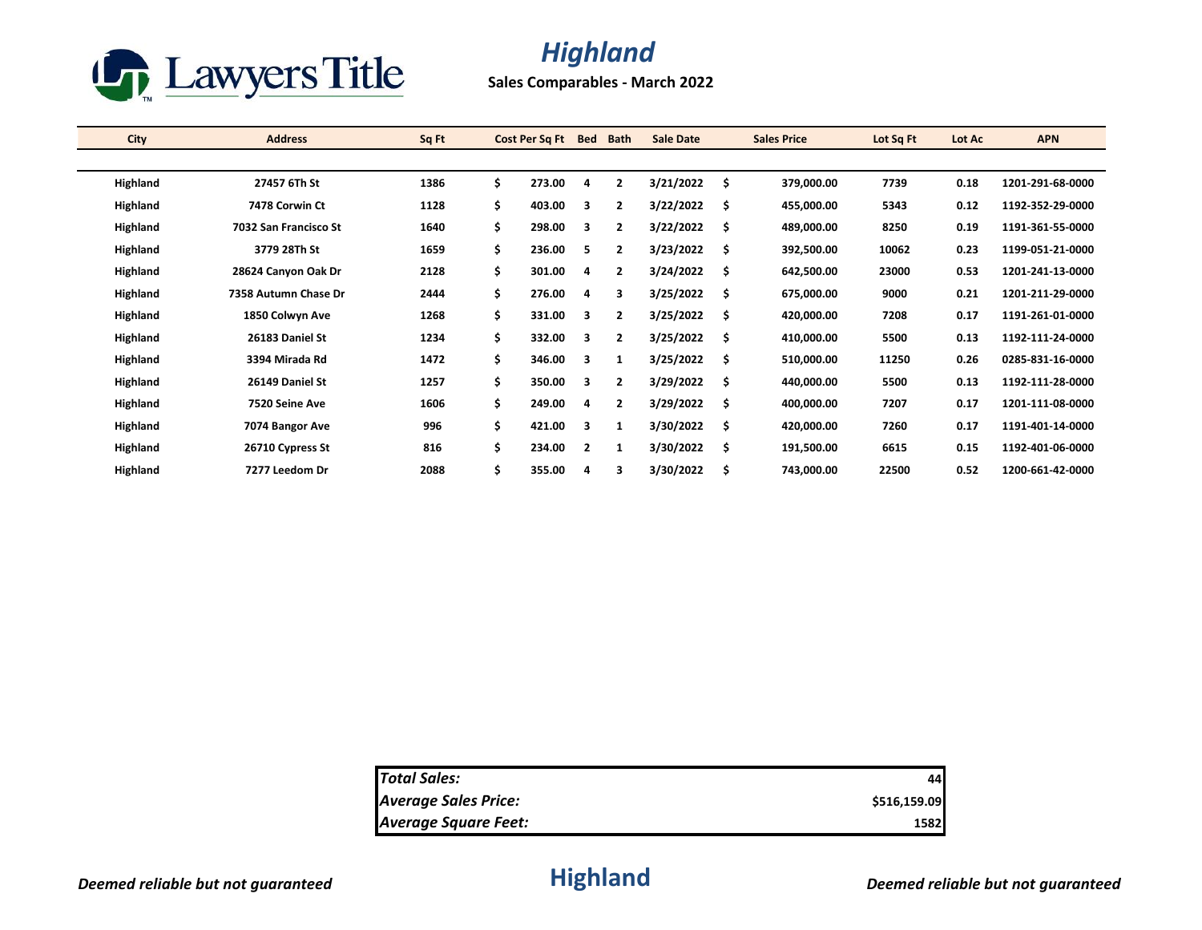Lawyers Title

# Highland

**Sales Comparables - March 2022**

| City | Address | Sq Ft | Cost Per Sq Ft | Bed | Bath | Sale Date | Sales Price | Lot Sq Ft | Lot Ac | APN |
|---|---|---|---|---|---|---|---|---|---|---|
| Highland | 27457 6Th St | 1386 | $ 273.00 | 4 | 2 | 3/21/2022 | $ 379,000.00 | 7739 | 0.18 | 1201-291-68-0000 |
| Highland | 7478 Corwin Ct | 1128 | $ 403.00 | 3 | 2 | 3/22/2022 | $ 455,000.00 | 5343 | 0.12 | 1192-352-29-0000 |
| Highland | 7032 San Francisco St | 1640 | $ 298.00 | 3 | 2 | 3/22/2022 | $ 489,000.00 | 8250 | 0.19 | 1191-361-55-0000 |
| Highland | 3779 28Th St | 1659 | $ 236.00 | 5 | 2 | 3/23/2022 | $ 392,500.00 | 10062 | 0.23 | 1199-051-21-0000 |
| Highland | 28624 Canyon Oak Dr | 2128 | $ 301.00 | 4 | 2 | 3/24/2022 | $ 642,500.00 | 23000 | 0.53 | 1201-241-13-0000 |
| Highland | 7358 Autumn Chase Dr | 2444 | $ 276.00 | 4 | 3 | 3/25/2022 | $ 675,000.00 | 9000 | 0.21 | 1201-211-29-0000 |
| Highland | 1850 Colwyn Ave | 1268 | $ 331.00 | 3 | 2 | 3/25/2022 | $ 420,000.00 | 7208 | 0.17 | 1191-261-01-0000 |
| Highland | 26183 Daniel St | 1234 | $ 332.00 | 3 | 2 | 3/25/2022 | $ 410,000.00 | 5500 | 0.13 | 1192-111-24-0000 |
| Highland | 3394 Mirada Rd | 1472 | $ 346.00 | 3 | 1 | 3/25/2022 | $ 510,000.00 | 11250 | 0.26 | 0285-831-16-0000 |
| Highland | 26149 Daniel St | 1257 | $ 350.00 | 3 | 2 | 3/29/2022 | $ 440,000.00 | 5500 | 0.13 | 1192-111-28-0000 |
| Highland | 7520 Seine Ave | 1606 | $ 249.00 | 4 | 2 | 3/29/2022 | $ 400,000.00 | 7207 | 0.17 | 1201-111-08-0000 |
| Highland | 7074 Bangor Ave | 996 | $ 421.00 | 3 | 1 | 3/30/2022 | $ 420,000.00 | 7260 | 0.17 | 1191-401-14-0000 |
| Highland | 26710 Cypress St | 816 | $ 234.00 | 2 | 1 | 3/30/2022 | $ 191,500.00 | 6615 | 0.15 | 1192-401-06-0000 |
| Highland | 7277 Leedom Dr | 2088 | $ 355.00 | 4 | 3 | 3/30/2022 | $ 743,000.00 | 22500 | 0.52 | 1200-661-42-0000 |

| | |
|---|---|
| ***Total Sales:*** | **44** |
| ***Average Sales Price:*** | **$516,159.09** |
| ***Average Square Feet:*** | **1582** |

*Deemed reliable but not guaranteed*

**Highland**

*Deemed reliable but not guaranteed*